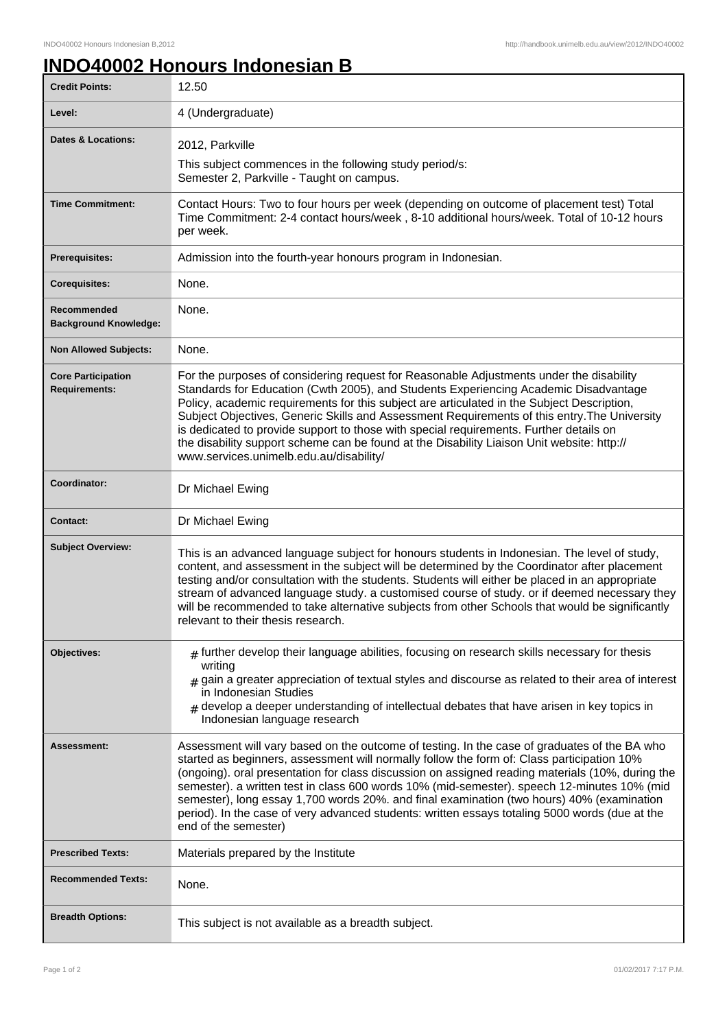# INDO40002 Honours Indonesian B

| | |
|---|---|
| **Credit Points:** | 12.50 |
| **Level:** | 4 (Undergraduate) |
| **Dates & Locations:** | 2012, Parkville<br>This subject commences in the following study period/s:<br>Semester 2, Parkville - Taught on campus. |
| **Time Commitment:** | Contact Hours: Two to four hours per week (depending on outcome of placement test) Total Time Commitment: 2-4 contact hours/week , 8-10 additional hours/week. Total of 10-12 hours per week. |
| **Prerequisites:** | Admission into the fourth-year honours program in Indonesian. |
| **Corequisites:** | None. |
| **Recommended Background Knowledge:** | None. |
| **Non Allowed Subjects:** | None. |
| **Core Participation Requirements:** | For the purposes of considering request for Reasonable Adjustments under the disability Standards for Education (Cwth 2005), and Students Experiencing Academic Disadvantage Policy, academic requirements for this subject are articulated in the Subject Description, Subject Objectives, Generic Skills and Assessment Requirements of this entry.The University is dedicated to provide support to those with special requirements. Further details on the disability support scheme can be found at the Disability Liaison Unit website: http://www.services.unimelb.edu.au/disability/ |
| **Coordinator:** | Dr Michael Ewing |
| **Contact:** | Dr Michael Ewing |
| **Subject Overview:** | This is an advanced language subject for honours students in Indonesian. The level of study, content, and assessment in the subject will be determined by the Coordinator after placement testing and/or consultation with the students. Students will either be placed in an appropriate stream of advanced language study. a customised course of study. or if deemed necessary they will be recommended to take alternative subjects from other Schools that would be significantly relevant to their thesis research. |
| **Objectives:** | # further develop their language abilities, focusing on research skills necessary for thesis writing<br># gain a greater appreciation of textual styles and discourse as related to their area of interest in Indonesian Studies<br># develop a deeper understanding of intellectual debates that have arisen in key topics in Indonesian language research |
| **Assessment:** | Assessment will vary based on the outcome of testing. In the case of graduates of the BA who started as beginners, assessment will normally follow the form of: Class participation 10% (ongoing). oral presentation for class discussion on assigned reading materials (10%, during the semester). a written test in class 600 words 10% (mid-semester). speech 12-minutes 10% (mid semester), long essay 1,700 words 20%. and final examination (two hours) 40% (examination period). In the case of very advanced students: written essays totaling 5000 words (due at the end of the semester) |
| **Prescribed Texts:** | Materials prepared by the Institute |
| **Recommended Texts:** | None. |
| **Breadth Options:** | This subject is not available as a breadth subject. |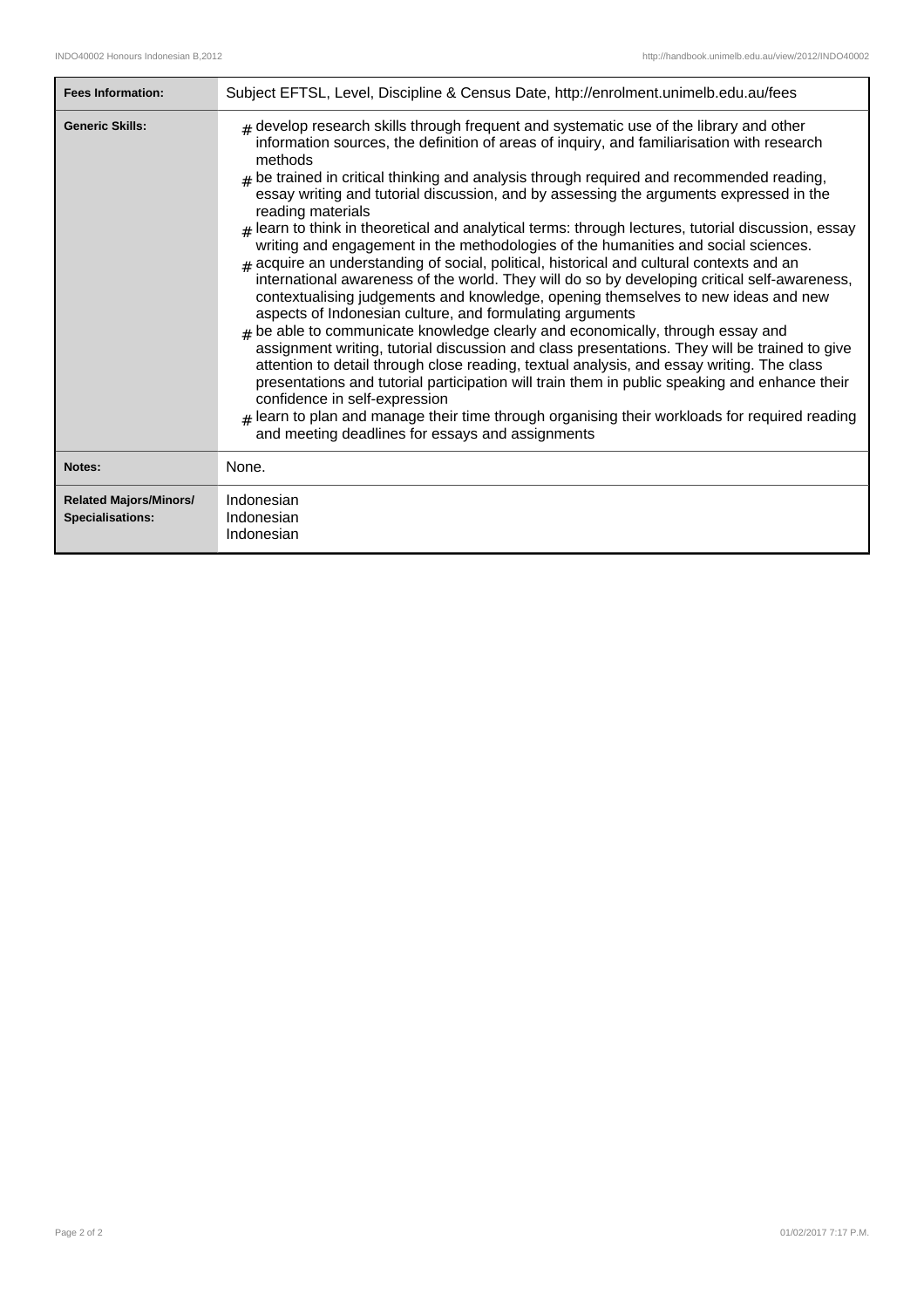| | |
|---|---|
| **Fees Information:** | Subject EFTSL, Level, Discipline & Census Date, http://enrolment.unimelb.edu.au/fees |
| **Generic Skills:** | # develop research skills through frequent and systematic use of the library and other information sources, the definition of areas of inquiry, and familiarisation with research methods<br># be trained in critical thinking and analysis through required and recommended reading, essay writing and tutorial discussion, and by assessing the arguments expressed in the reading materials<br># learn to think in theoretical and analytical terms: through lectures, tutorial discussion, essay writing and engagement in the methodologies of the humanities and social sciences.<br># acquire an understanding of social, political, historical and cultural contexts and an international awareness of the world. They will do so by developing critical self-awareness, contextualising judgements and knowledge, opening themselves to new ideas and new aspects of Indonesian culture, and formulating arguments<br># be able to communicate knowledge clearly and economically, through essay and assignment writing, tutorial discussion and class presentations. They will be trained to give attention to detail through close reading, textual analysis, and essay writing. The class presentations and tutorial participation will train them in public speaking and enhance their confidence in self-expression<br># learn to plan and manage their time through organising their workloads for required reading and meeting deadlines for essays and assignments |
| **Notes:** | None. |
| **Related Majors/Minors/ Specialisations:** | Indonesian<br>Indonesian<br>Indonesian |